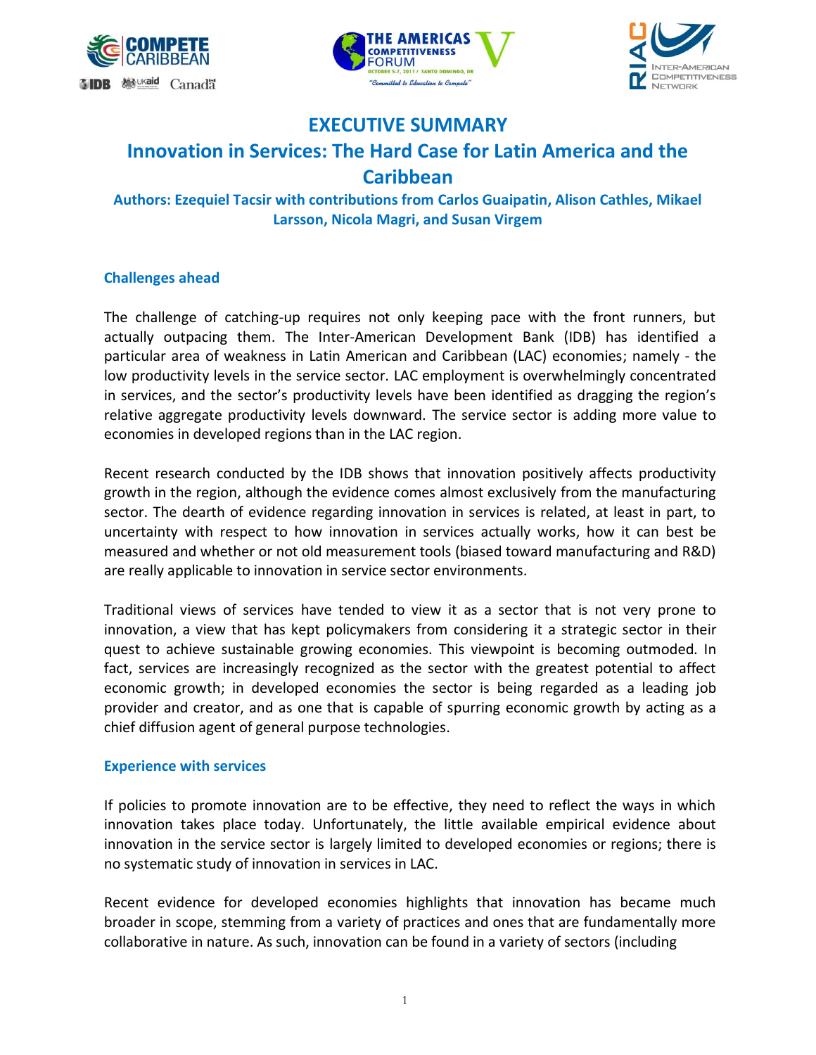# EXECUTIVE SUMMARY

## Innovation in Services: The Hard Case for Latin America and the Caribbean

**Authors: Ezequiel Tacsir with contributions from Carlos Guaipatin, Alison Cathles, Mikael Larsson, Nicola Magri, and Susan Virgem**

### Challenges ahead

The challenge of catching-up requires not only keeping pace with the front runners, but actually outpacing them. The Inter-American Development Bank (IDB) has identified a particular area of weakness in Latin American and Caribbean (LAC) economies; namely - the low productivity levels in the service sector. LAC employment is overwhelmingly concentrated in services, and the sector's productivity levels have been identified as dragging the region's relative aggregate productivity levels downward. The service sector is adding more value to economies in developed regions than in the LAC region.

Recent research conducted by the IDB shows that innovation positively affects productivity growth in the region, although the evidence comes almost exclusively from the manufacturing sector. The dearth of evidence regarding innovation in services is related, at least in part, to uncertainty with respect to how innovation in services actually works, how it can best be measured and whether or not old measurement tools (biased toward manufacturing and R&D) are really applicable to innovation in service sector environments.

Traditional views of services have tended to view it as a sector that is not very prone to innovation, a view that has kept policymakers from considering it a strategic sector in their quest to achieve sustainable growing economies. This viewpoint is becoming outmoded. In fact, services are increasingly recognized as the sector with the greatest potential to affect economic growth; in developed economies the sector is being regarded as a leading job provider and creator, and as one that is capable of spurring economic growth by acting as a chief diffusion agent of general purpose technologies.

### Experience with services

If policies to promote innovation are to be effective, they need to reflect the ways in which innovation takes place today. Unfortunately, the little available empirical evidence about innovation in the service sector is largely limited to developed economies or regions; there is no systematic study of innovation in services in LAC.

Recent evidence for developed economies highlights that innovation has became much broader in scope, stemming from a variety of practices and ones that are fundamentally more collaborative in nature. As such, innovation can be found in a variety of sectors (including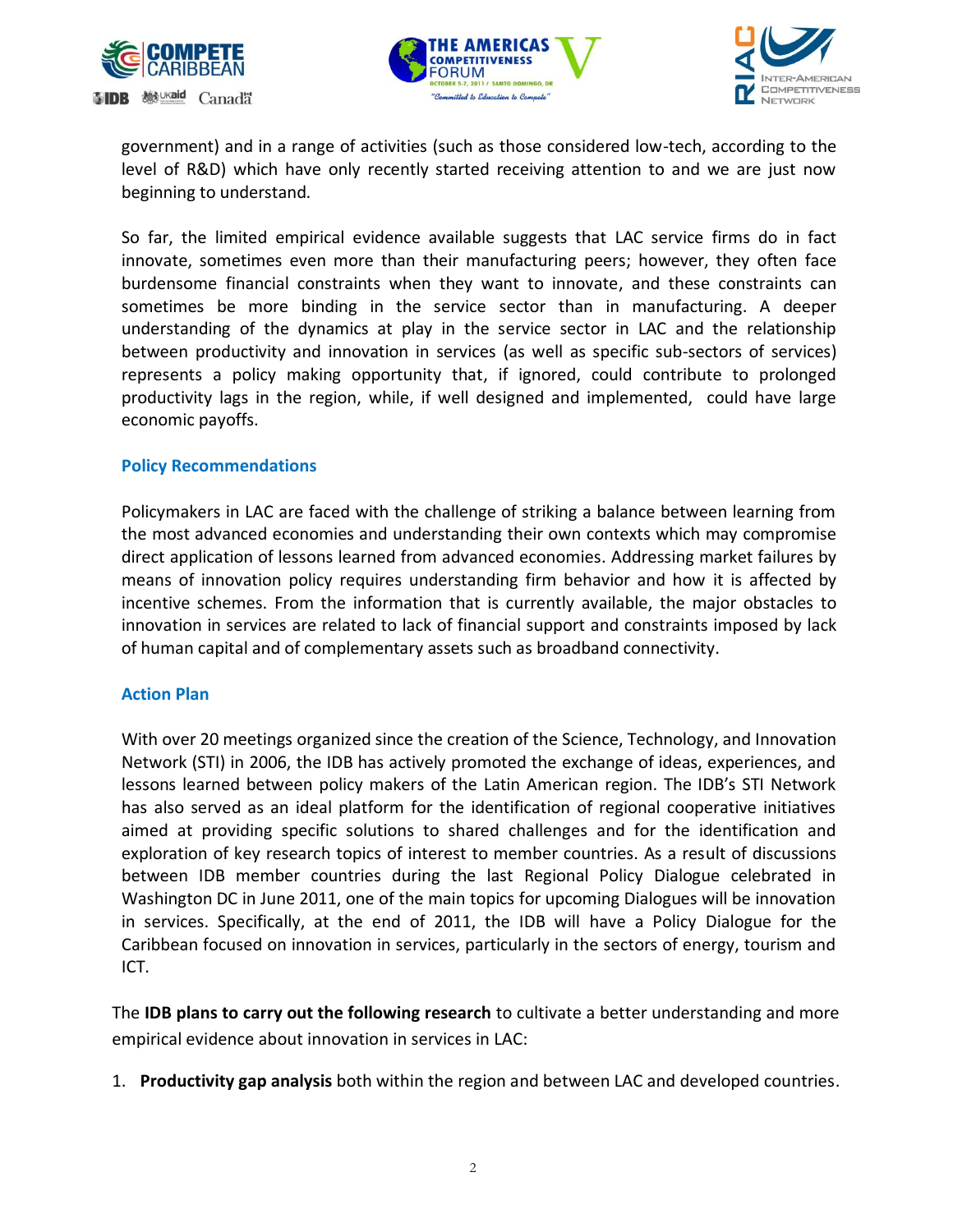government) and in a range of activities (such as those considered low-tech, according to the level of R&D) which have only recently started receiving attention to and we are just now beginning to understand.

So far, the limited empirical evidence available suggests that LAC service firms do in fact innovate, sometimes even more than their manufacturing peers; however, they often face burdensome financial constraints when they want to innovate, and these constraints can sometimes be more binding in the service sector than in manufacturing. A deeper understanding of the dynamics at play in the service sector in LAC and the relationship between productivity and innovation in services (as well as specific sub-sectors of services) represents a policy making opportunity that, if ignored, could contribute to prolonged productivity lags in the region, while, if well designed and implemented, could have large economic payoffs.

## Policy Recommendations

Policymakers in LAC are faced with the challenge of striking a balance between learning from the most advanced economies and understanding their own contexts which may compromise direct application of lessons learned from advanced economies. Addressing market failures by means of innovation policy requires understanding firm behavior and how it is affected by incentive schemes. From the information that is currently available, the major obstacles to innovation in services are related to lack of financial support and constraints imposed by lack of human capital and of complementary assets such as broadband connectivity.

## Action Plan

With over 20 meetings organized since the creation of the Science, Technology, and Innovation Network (STI) in 2006, the IDB has actively promoted the exchange of ideas, experiences, and lessons learned between policy makers of the Latin American region. The IDB's STI Network has also served as an ideal platform for the identification of regional cooperative initiatives aimed at providing specific solutions to shared challenges and for the identification and exploration of key research topics of interest to member countries. As a result of discussions between IDB member countries during the last Regional Policy Dialogue celebrated in Washington DC in June 2011, one of the main topics for upcoming Dialogues will be innovation in services. Specifically, at the end of 2011, the IDB will have a Policy Dialogue for the Caribbean focused on innovation in services, particularly in the sectors of energy, tourism and ICT.

The **IDB plans to carry out the following research** to cultivate a better understanding and more empirical evidence about innovation in services in LAC:

1. **Productivity gap analysis** both within the region and between LAC and developed countries.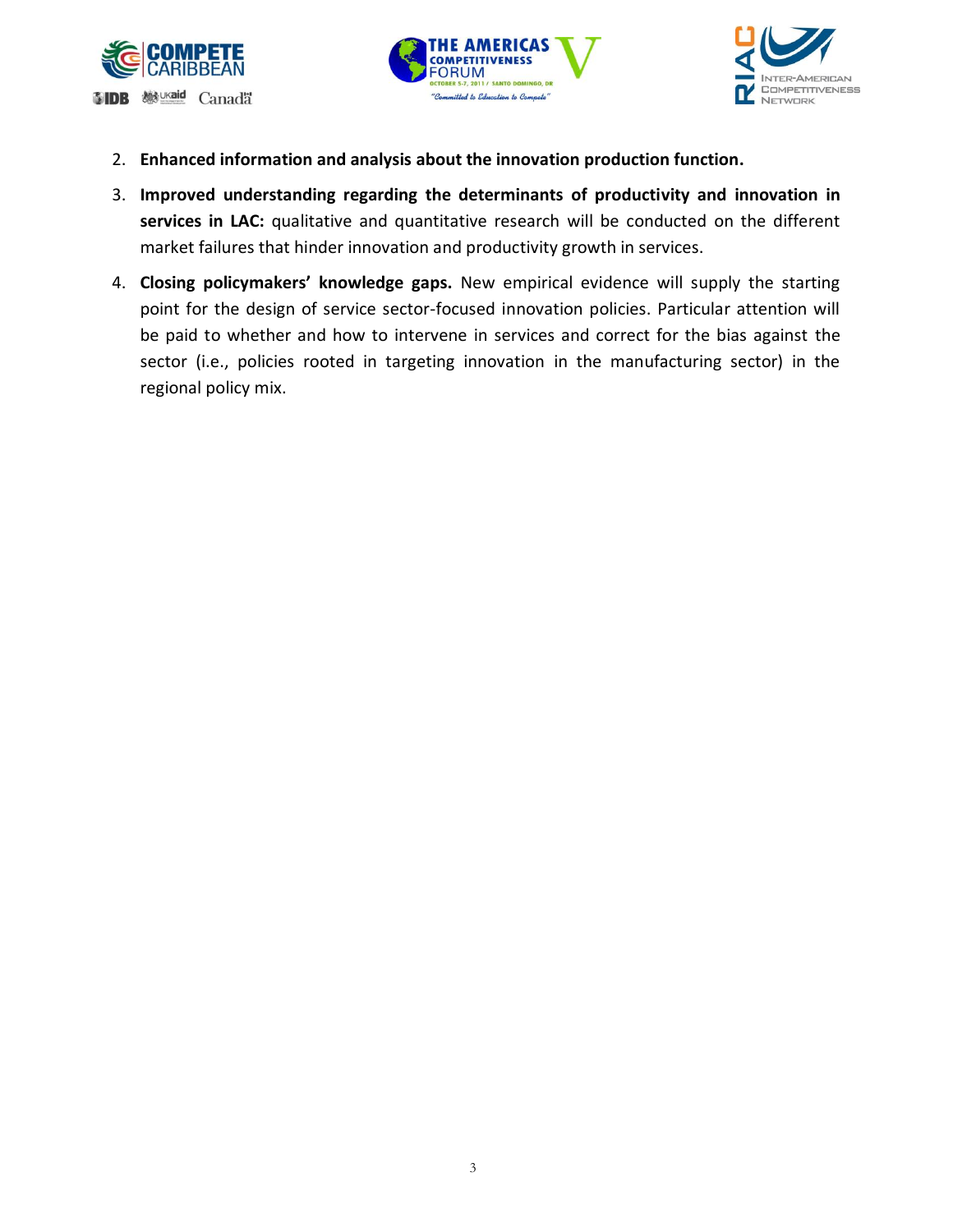2. **Enhanced information and analysis about the innovation production function.**
3. **Improved understanding regarding the determinants of productivity and innovation in services in LAC:** qualitative and quantitative research will be conducted on the different market failures that hinder innovation and productivity growth in services.
4. **Closing policymakers' knowledge gaps.** New empirical evidence will supply the starting point for the design of service sector-focused innovation policies. Particular attention will be paid to whether and how to intervene in services and correct for the bias against the sector (i.e., policies rooted in targeting innovation in the manufacturing sector) in the regional policy mix.